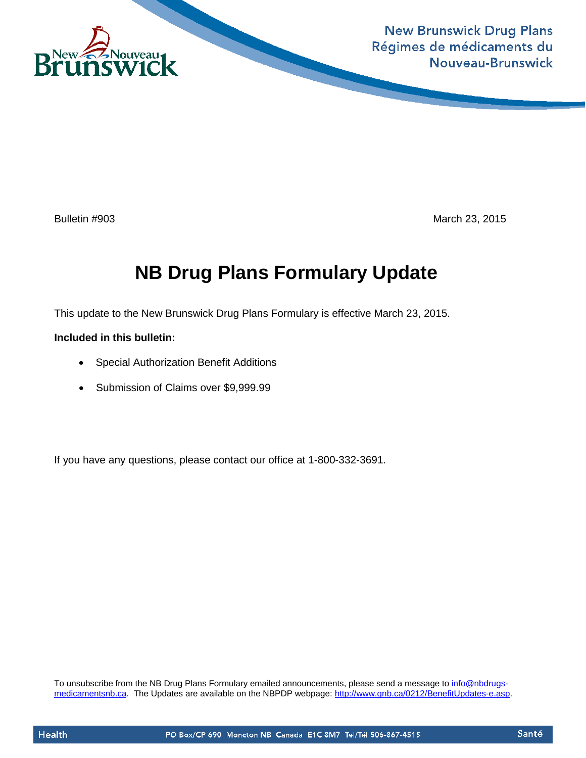New Brunswick Drug Plans
Régimes de médicaments du Nouveau-Brunswick

Bulletin #903 March 23, 2015

# NB Drug Plans Formulary Update

This update to the New Brunswick Drug Plans Formulary is effective March 23, 2015.

**Included in this bulletin:**

- Special Authorization Benefit Additions
- Submission of Claims over $9,999.99

If you have any questions, please contact our office at 1-800-332-3691.

To unsubscribe from the NB Drug Plans Formulary emailed announcements, please send a message to info@nbdrugs-medicamentsnb.ca. The Updates are available on the NBPDP webpage: http://www.gnb.ca/0212/BenefitUpdates-e.asp.

Health PO Box/CP 690 Moncton NB Canada E1C 8M7 Tel/Tél 506-867-4515 Santé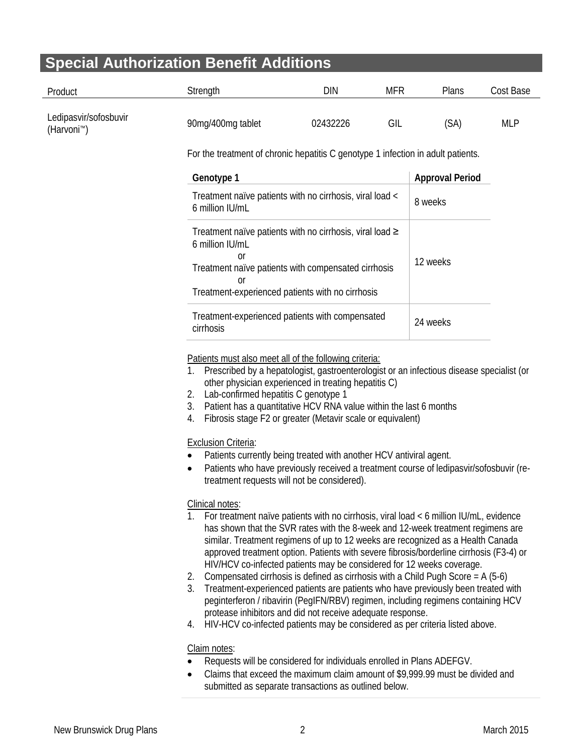## Special Authorization Benefit Additions

| Product | Strength | DIN | MFR | Plans | Cost Base |
|---|---|---|---|---|---|
| Ledipasvir/sofosbuvir (Harvoni™) | 90mg/400mg tablet | 02432226 | GIL | (SA) | MLP |

For the treatment of chronic hepatitis C genotype 1 infection in adult patients.

| Genotype 1 | Approval Period |
|---|---|
| Treatment naïve patients with no cirrhosis, viral load < 6 million IU/mL | 8 weeks |
| Treatment naïve patients with no cirrhosis, viral load ≥ 6 million IU/mL<br>or<br>Treatment naïve patients with compensated cirrhosis<br>or<br>Treatment-experienced patients with no cirrhosis | 12 weeks |
| Treatment-experienced patients with compensated cirrhosis | 24 weeks |

Patients must also meet all of the following criteria:

1. Prescribed by a hepatologist, gastroenterologist or an infectious disease specialist (or other physician experienced in treating hepatitis C)
2. Lab-confirmed hepatitis C genotype 1
3. Patient has a quantitative HCV RNA value within the last 6 months
4. Fibrosis stage F2 or greater (Metavir scale or equivalent)

Exclusion Criteria:

- Patients currently being treated with another HCV antiviral agent.
- Patients who have previously received a treatment course of ledipasvir/sofosbuvir (re-treatment requests will not be considered).

Clinical notes:

1. For treatment naïve patients with no cirrhosis, viral load < 6 million IU/mL, evidence has shown that the SVR rates with the 8-week and 12-week treatment regimens are similar. Treatment regimens of up to 12 weeks are recognized as a Health Canada approved treatment option. Patients with severe fibrosis/borderline cirrhosis (F3-4) or HIV/HCV co-infected patients may be considered for 12 weeks coverage.
2. Compensated cirrhosis is defined as cirrhosis with a Child Pugh Score = A (5-6)
3. Treatment-experienced patients are patients who have previously been treated with peginterferon / ribavirin (PegIFN/RBV) regimen, including regimens containing HCV protease inhibitors and did not receive adequate response.
4. HIV-HCV co-infected patients may be considered as per criteria listed above.

Claim notes:

- Requests will be considered for individuals enrolled in Plans ADEFGV.
- Claims that exceed the maximum claim amount of $9,999.99 must be divided and submitted as separate transactions as outlined below.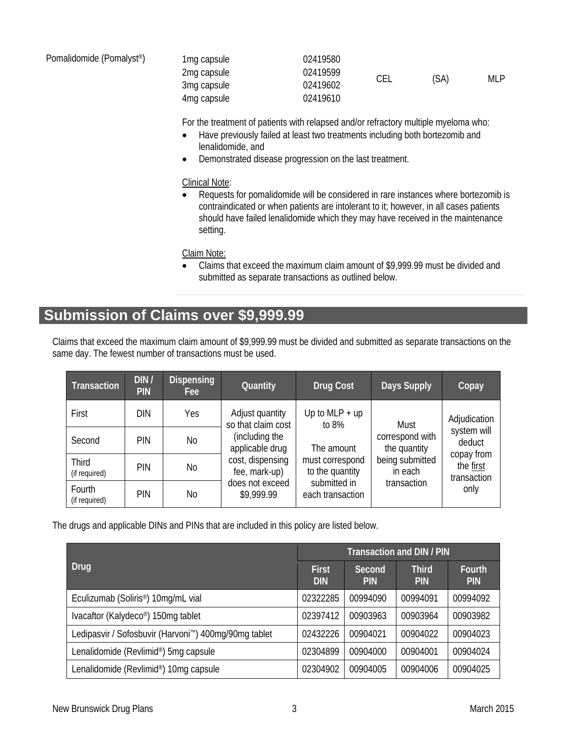| | | | | | |
|---|---|---|---|---|---|
| Pomalidomide (Pomalyst®) | 1mg capsule<br>2mg capsule<br>3mg capsule<br>4mg capsule | 02419580<br>02419599<br>02419602<br>02419610 | CEL | (SA) | MLP |

For the treatment of patients with relapsed and/or refractory multiple myeloma who:

- Have previously failed at least two treatments including both bortezomib and lenalidomide, and
- Demonstrated disease progression on the last treatment.

Clinical Note:

- Requests for pomalidomide will be considered in rare instances where bortezomib is contraindicated or when patients are intolerant to it; however, in all cases patients should have failed lenalidomide which they may have received in the maintenance setting.

Claim Note:

- Claims that exceed the maximum claim amount of $9,999.99 must be divided and submitted as separate transactions as outlined below.

## Submission of Claims over $9,999.99

Claims that exceed the maximum claim amount of $9,999.99 must be divided and submitted as separate transactions on the same day. The fewest number of transactions must be used.

| Transaction | DIN / PIN | Dispensing Fee | Quantity | Drug Cost | Days Supply | Copay |
|---|---|---|---|---|---|---|
| First | DIN | Yes | Adjust quantity so that claim cost (including the applicable drug cost, dispensing fee, mark-up) does not exceed $9,999.99 | Up to MLP + up to 8%<br>The amount must correspond to the quantity submitted in each transaction | Must correspond with the quantity being submitted in each transaction | Adjudication system will deduct copay from the first transaction only |
| Second | PIN | No | | | | |
| Third (if required) | PIN | No | | | | |
| Fourth (if required) | PIN | No | | | | |

The drugs and applicable DINs and PINs that are included in this policy are listed below.

| Drug | Transaction and DIN / PIN | | | |
|---|---|---|---|---|
| | First DIN | Second PIN | Third PIN | Fourth PIN |
| Eculizumab (Soliris®) 10mg/mL vial | 02322285 | 00994090 | 00994091 | 00994092 |
| Ivacaftor (Kalydeco®) 150mg tablet | 02397412 | 00903963 | 00903964 | 00903982 |
| Ledipasvir / Sofosbuvir (Harvoni™) 400mg/90mg tablet | 02432226 | 00904021 | 00904022 | 00904023 |
| Lenalidomide (Revlimid®) 5mg capsule | 02304899 | 00904000 | 00904001 | 00904024 |
| Lenalidomide (Revlimid®) 10mg capsule | 02304902 | 00904005 | 00904006 | 00904025 |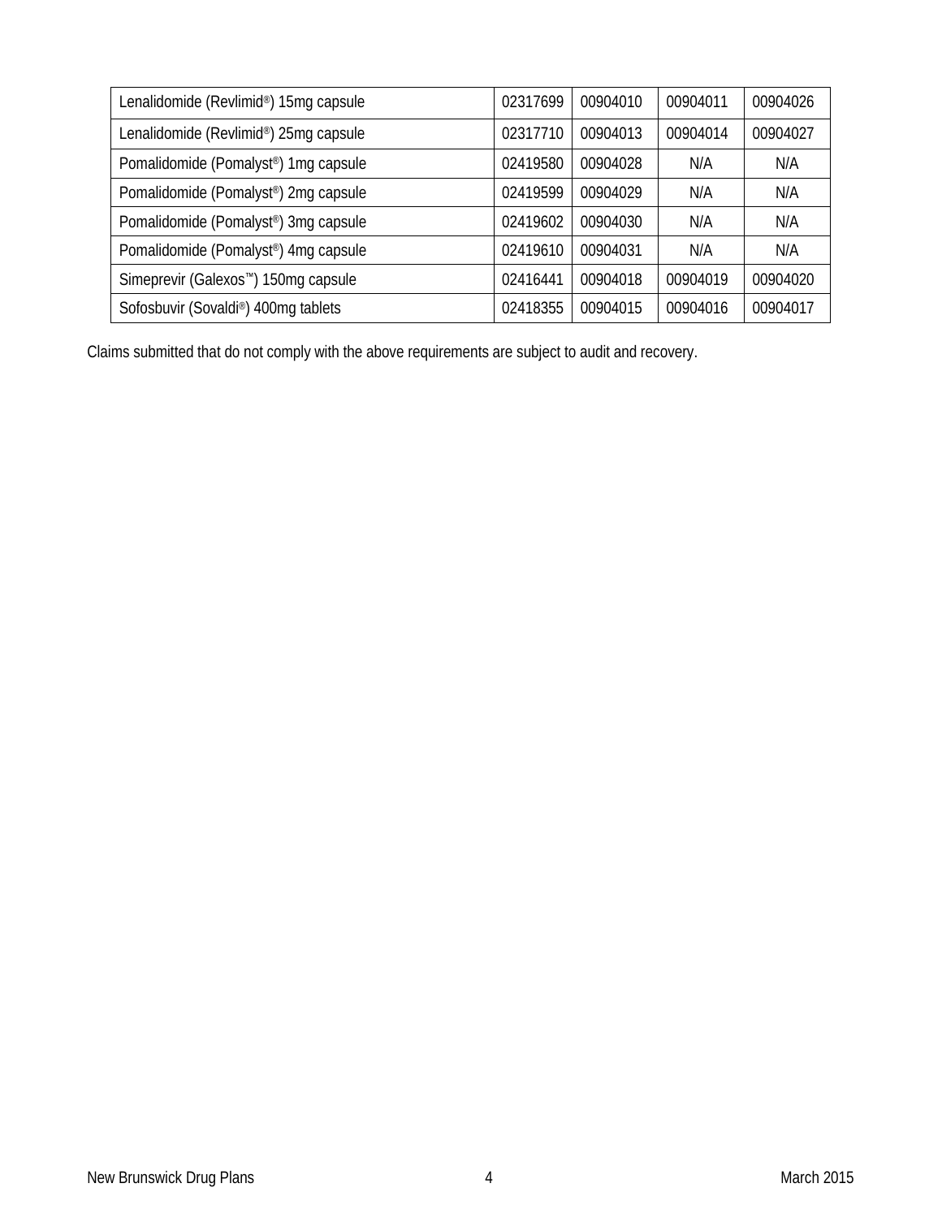| | | | | |
|---|---|---|---|---|
| Lenalidomide (Revlimid®) 15mg capsule | 02317699 | 00904010 | 00904011 | 00904026 |
| Lenalidomide (Revlimid®) 25mg capsule | 02317710 | 00904013 | 00904014 | 00904027 |
| Pomalidomide (Pomalyst®) 1mg capsule | 02419580 | 00904028 | N/A | N/A |
| Pomalidomide (Pomalyst®) 2mg capsule | 02419599 | 00904029 | N/A | N/A |
| Pomalidomide (Pomalyst®) 3mg capsule | 02419602 | 00904030 | N/A | N/A |
| Pomalidomide (Pomalyst®) 4mg capsule | 02419610 | 00904031 | N/A | N/A |
| Simeprevir (Galexos™) 150mg capsule | 02416441 | 00904018 | 00904019 | 00904020 |
| Sofosbuvir (Sovaldi®) 400mg tablets | 02418355 | 00904015 | 00904016 | 00904017 |

Claims submitted that do not comply with the above requirements are subject to audit and recovery.